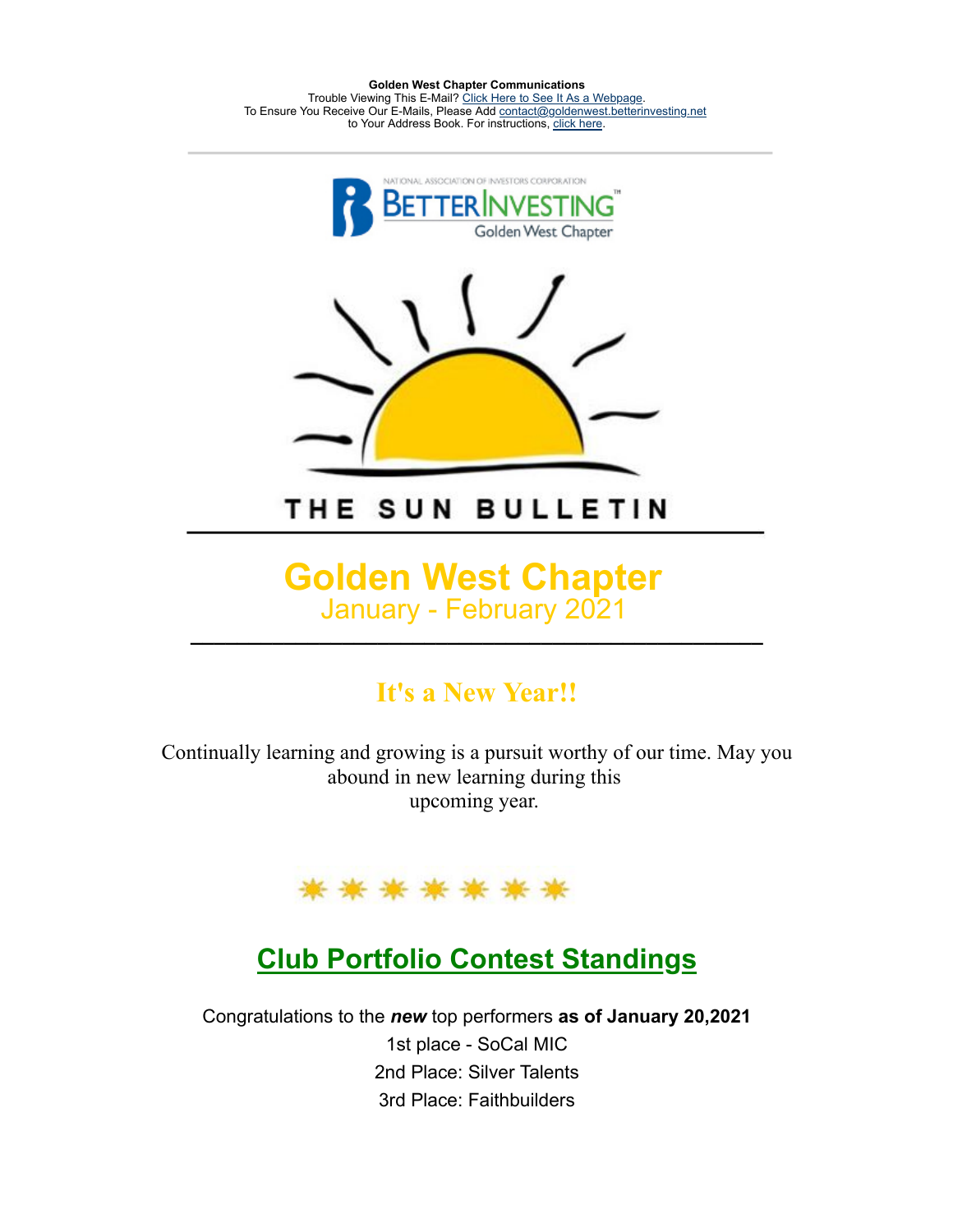**Golden West Chapter Communications**
Trouble Viewing This E-Mail? Click Here to See It As a Webpage.
To Ensure You Receive Our E-Mails, Please Add contact@goldenwest.betterinvesting.net
to Your Address Book. For instructions, click here.

NATIONAL ASSOCIATION OF INVESTORS CORPORATION
BETTERINVESTING™
Golden West Chapter

THE SUN BULLETIN

# Golden West Chapter

## January - February 2021

## It's a New Year!!

Continually learning and growing is a pursuit worthy of our time. May you abound in new learning during this upcoming year.

## Club Portfolio Contest Standings

Congratulations to the ***new*** top performers **as of January 20,2021**

1st place - SoCal MIC

2nd Place: Silver Talents

3rd Place: Faithbuilders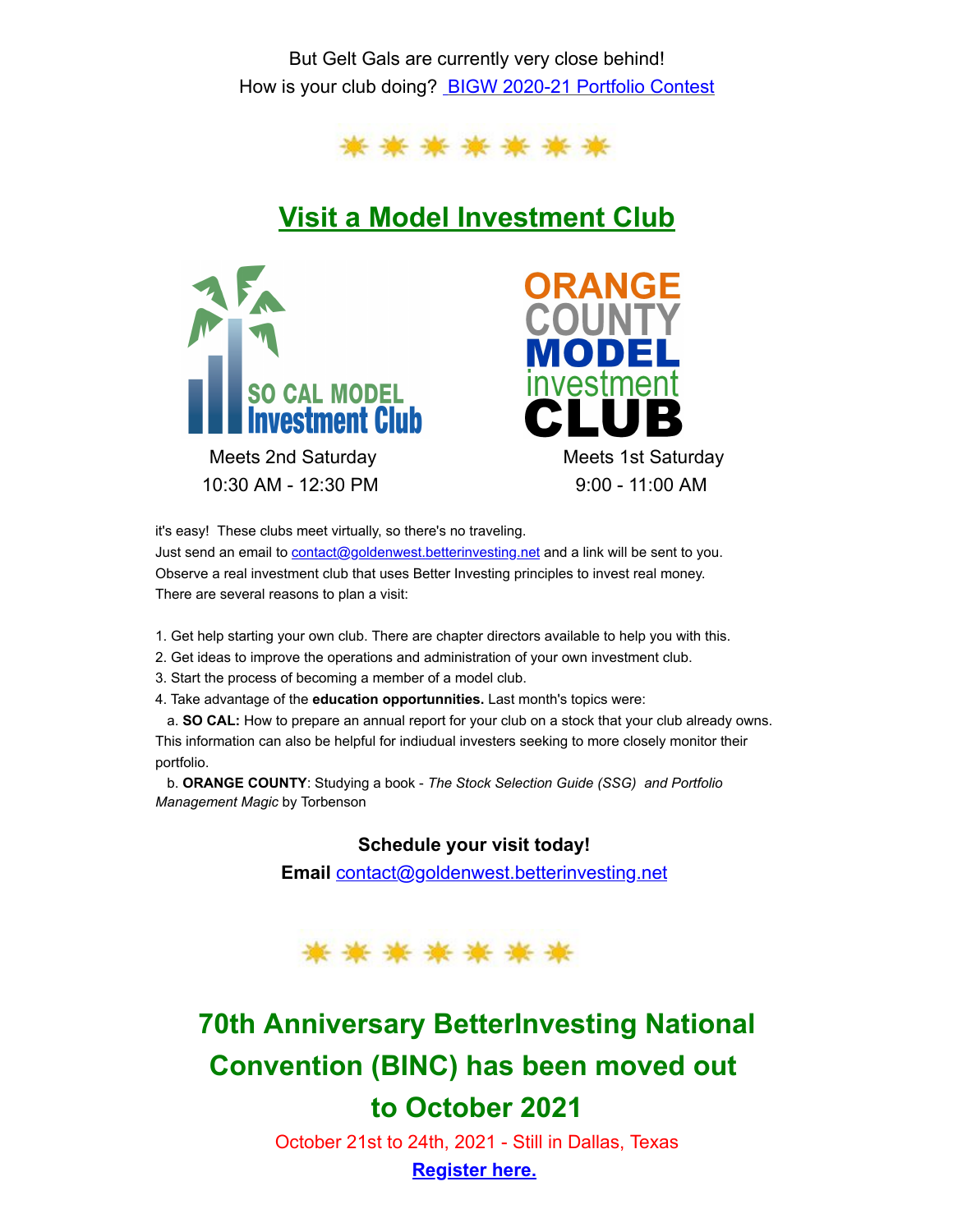But Gelt Gals are currently very close behind!
How is your club doing? [BIGW 2020-21 Portfolio Contest]

## Visit a Model Investment Club

SO CAL MODEL Investment Club

Meets 2nd Saturday
10:30 AM - 12:30 PM

ORANGE COUNTY MODEL investment CLUB

Meets 1st Saturday
9:00 - 11:00 AM

it's easy! These clubs meet virtually, so there's no traveling.
Just send an email to contact@goldenwest.betterinvesting.net and a link will be sent to you.
Observe a real investment club that uses Better Investing principles to invest real money.
There are several reasons to plan a visit:

1. Get help starting your own club. There are chapter directors available to help you with this.
2. Get ideas to improve the operations and administration of your own investment club.
3. Start the process of becoming a member of a model club.
4. Take advantage of the **education opportunnities.** Last month's topics were:
   a. **SO CAL:** How to prepare an annual report for your club on a stock that your club already owns. This information can also be helpful for indiudual investers seeking to more closely monitor their portfolio.
   b. **ORANGE COUNTY**: Studying a book - *The Stock Selection Guide (SSG) and Portfolio Management Magic* by Torbenson

**Schedule your visit today!**
**Email** contact@goldenwest.betterinvesting.net

## 70th Anniversary BetterInvesting National Convention (BINC) has been moved out to October 2021

October 21st to 24th, 2021 - Still in Dallas, Texas

**Register here.**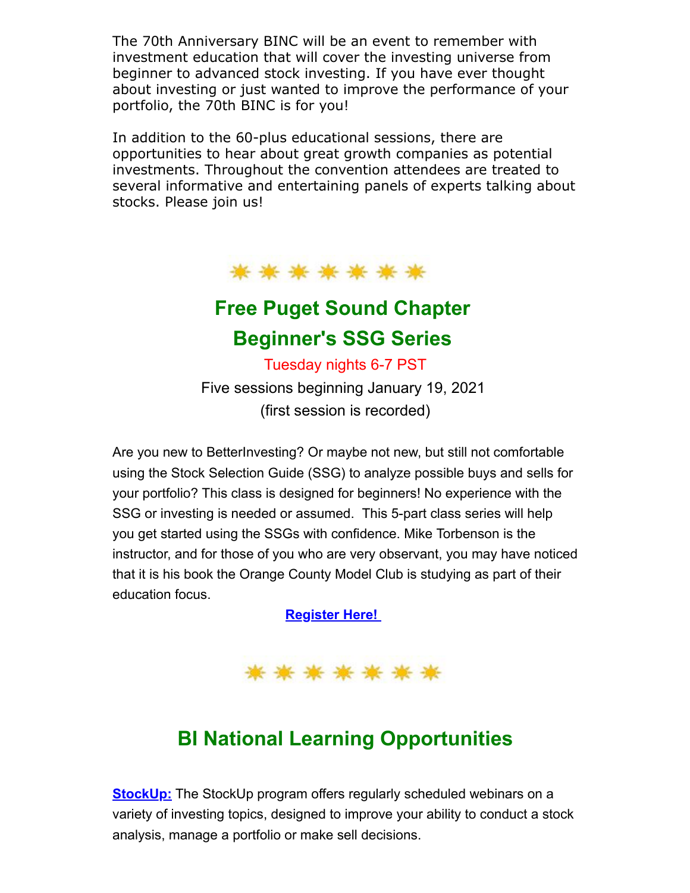The 70th Anniversary BINC will be an event to remember with investment education that will cover the investing universe from beginner to advanced stock investing. If you have ever thought about investing or just wanted to improve the performance of your portfolio, the 70th BINC is for you!

In addition to the 60-plus educational sessions, there are opportunities to hear about great growth companies as potential investments. Throughout the convention attendees are treated to several informative and entertaining panels of experts talking about stocks. Please join us!

## Free Puget Sound Chapter Beginner's SSG Series

Tuesday nights 6-7 PST

Five sessions beginning January 19, 2021

(first session is recorded)

Are you new to BetterInvesting? Or maybe not new, but still not comfortable using the Stock Selection Guide (SSG) to analyze possible buys and sells for your portfolio? This class is designed for beginners! No experience with the SSG or investing is needed or assumed. This 5-part class series will help you get started using the SSGs with confidence. Mike Torbenson is the instructor, and for those of you who are very observant, you may have noticed that it is his book the Orange County Model Club is studying as part of their education focus.

**Register Here!**

## BI National Learning Opportunities

**StockUp:** The StockUp program offers regularly scheduled webinars on a variety of investing topics, designed to improve your ability to conduct a stock analysis, manage a portfolio or make sell decisions.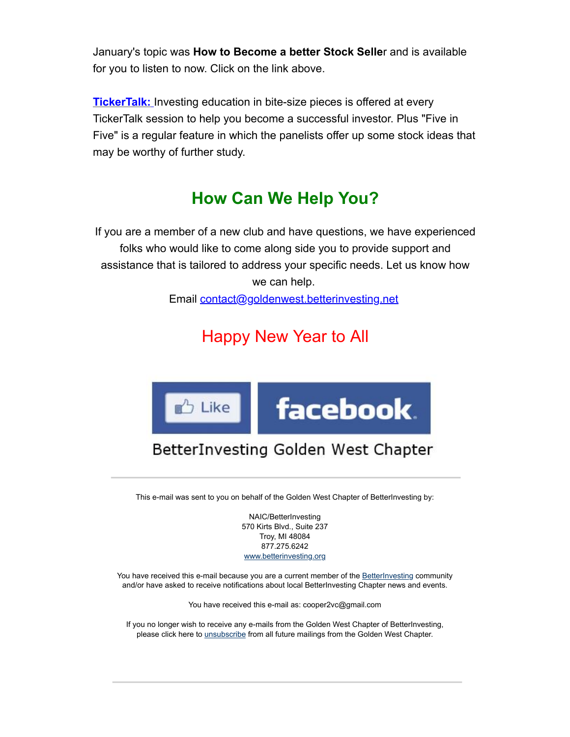January's topic was **How to Become a better Stock Selle**r and is available for you to listen to now. Click on the link above.

**TickerTalk:** Investing education in bite-size pieces is offered at every TickerTalk session to help you become a successful investor. Plus "Five in Five" is a regular feature in which the panelists offer up some stock ideas that may be worthy of further study.

## How Can We Help You?

If you are a member of a new club and have questions, we have experienced folks who would like to come along side you to provide support and assistance that is tailored to address your specific needs. Let us know how we can help.

Email contact@goldenwest.betterinvesting.net

Happy New Year to All

Like facebook

BetterInvesting Golden West Chapter

---

This e-mail was sent to you on behalf of the Golden West Chapter of BetterInvesting by:

NAIC/BetterInvesting
570 Kirts Blvd., Suite 237
Troy, MI 48084
877.275.6242
www.betterinvesting.org

You have received this e-mail because you are a current member of the BetterInvesting community and/or have asked to receive notifications about local BetterInvesting Chapter news and events.

You have received this e-mail as: cooper2vc@gmail.com

If you no longer wish to receive any e-mails from the Golden West Chapter of BetterInvesting, please click here to unsubscribe from all future mailings from the Golden West Chapter.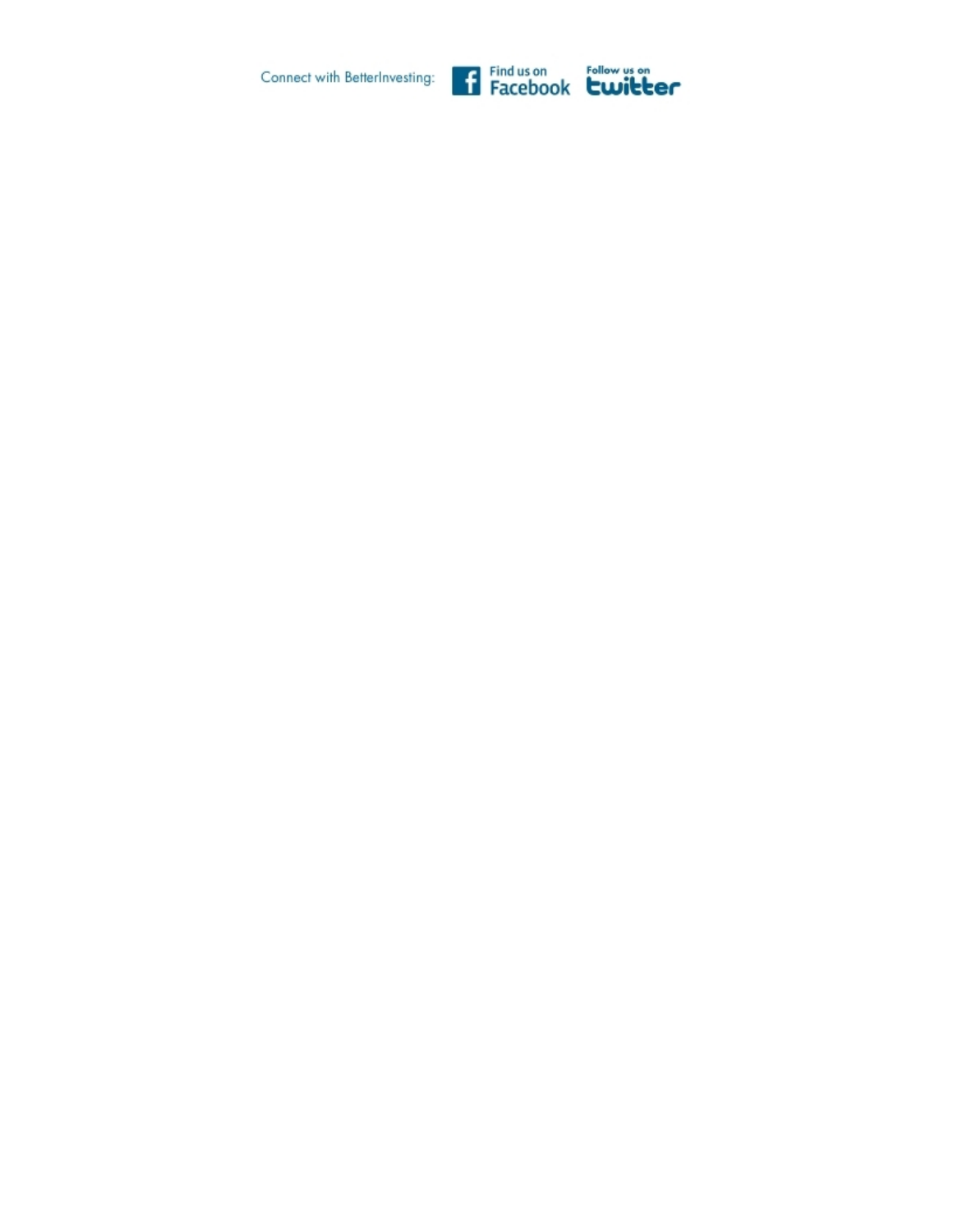Connect with BetterInvesting: Find us on Facebook Follow us on twitter